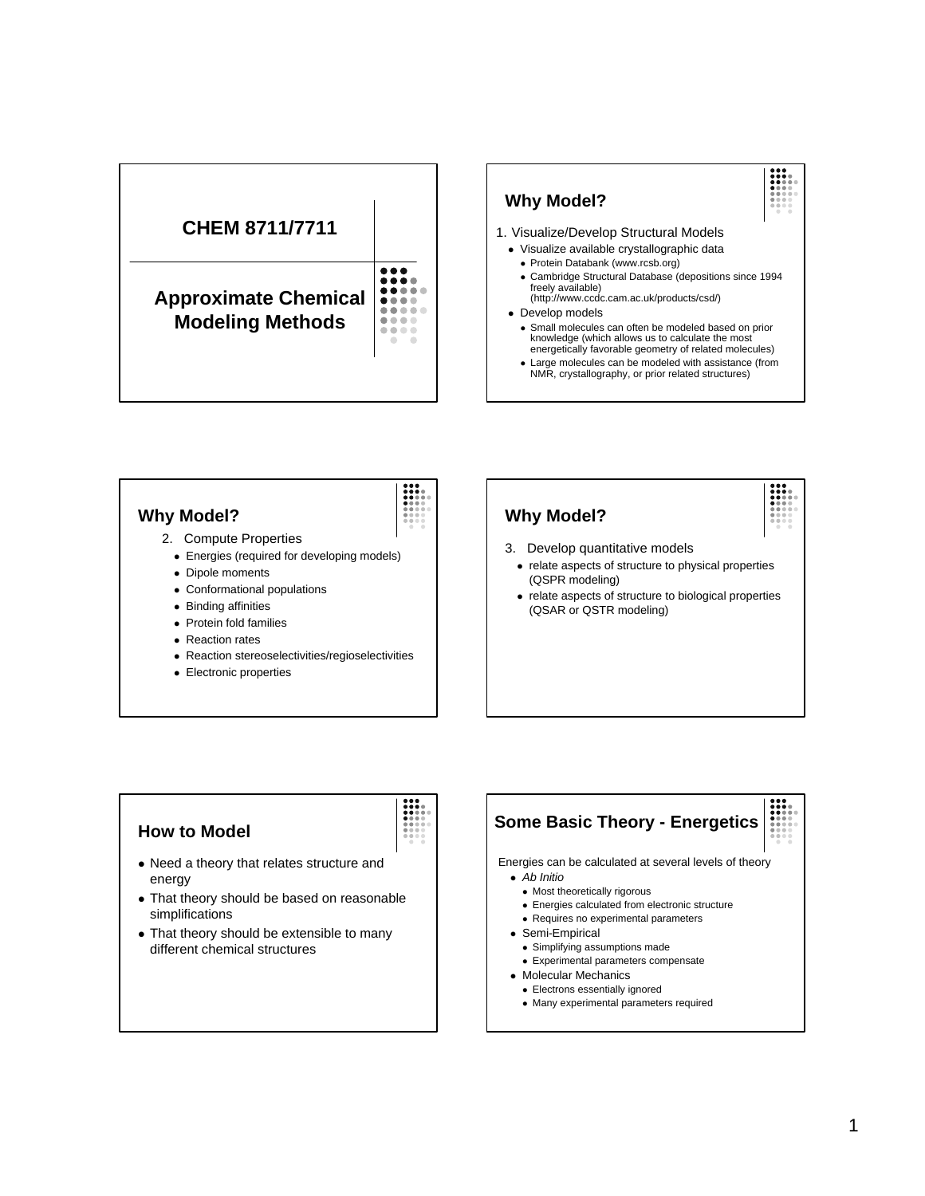# CHEM 8711/7711

## Approximate Chemical Modeling Methods

## Why Model?

1. Visualize/Develop Structural Models
   - Visualize available crystallographic data
     - Protein Databank (www.rcsb.org)
     - Cambridge Structural Database (depositions since 1994 freely available) (http://www.ccdc.cam.ac.uk/products/csd/)
   - Develop models
     - Small molecules can often be modeled based on prior knowledge (which allows us to calculate the most energetically favorable geometry of related molecules)
     - Large molecules can be modeled with assistance (from NMR, crystallography, or prior related structures)

## Why Model?

2. Compute Properties
   - Energies (required for developing models)
   - Dipole moments
   - Conformational populations
   - Binding affinities
   - Protein fold families
   - Reaction rates
   - Reaction stereoselectivities/regioselectivities
   - Electronic properties

## Why Model?

3. Develop quantitative models
   - relate aspects of structure to physical properties (QSPR modeling)
   - relate aspects of structure to biological properties (QSAR or QSTR modeling)

## How to Model

- Need a theory that relates structure and energy
- That theory should be based on reasonable simplifications
- That theory should be extensible to many different chemical structures

## Some Basic Theory - Energetics

Energies can be calculated at several levels of theory

- *Ab Initio*
  - Most theoretically rigorous
  - Energies calculated from electronic structure
  - Requires no experimental parameters
- Semi-Empirical
  - Simplifying assumptions made
  - Experimental parameters compensate
- Molecular Mechanics
  - Electrons essentially ignored
  - Many experimental parameters required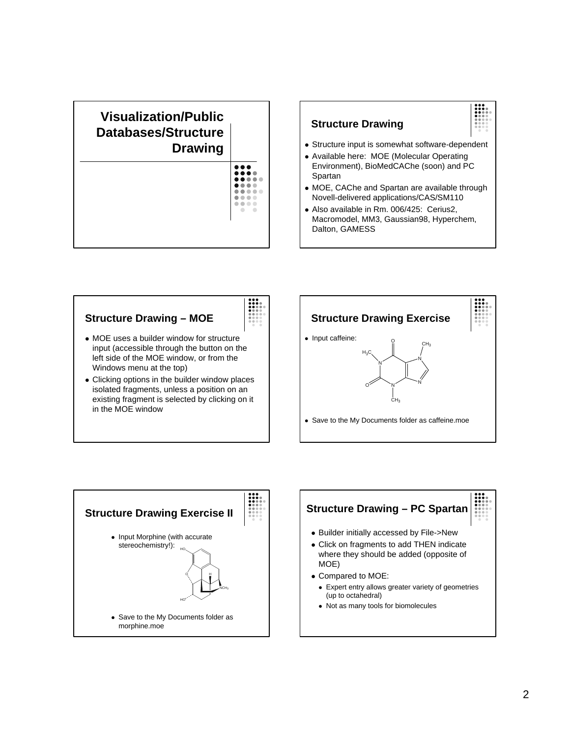# Visualization/Public Databases/Structure Drawing

## Structure Drawing

- Structure input is somewhat software-dependent
- Available here: MOE (Molecular Operating Environment), BioMedCAChe (soon) and PC Spartan
- MOE, CAChe and Spartan are available through Novell-delivered applications/CAS/SM110
- Also available in Rm. 006/425: Cerius2, Macromodel, MM3, Gaussian98, Hyperchem, Dalton, GAMESS

## Structure Drawing – MOE

- MOE uses a builder window for structure input (accessible through the button on the left side of the MOE window, or from the Windows menu at the top)
- Clicking options in the builder window places isolated fragments, unless a position on an existing fragment is selected by clicking on it in the MOE window

## Structure Drawing Exercise

- Input caffeine:

O, $CH_3$, $H_3C$, N, N, N, N, O, $CH_3$

- Save to the My Documents folder as caffeine.moe

## Structure Drawing Exercise II

- Input Morphine (with accurate stereochemistry!):

HO, O, H, $NCH_3$, HO

- Save to the My Documents folder as morphine.moe

## Structure Drawing – PC Spartan

- Builder initially accessed by File->New
- Click on fragments to add THEN indicate where they should be added (opposite of MOE)
- Compared to MOE:
  - Expert entry allows greater variety of geometries (up to octahedral)
  - Not as many tools for biomolecules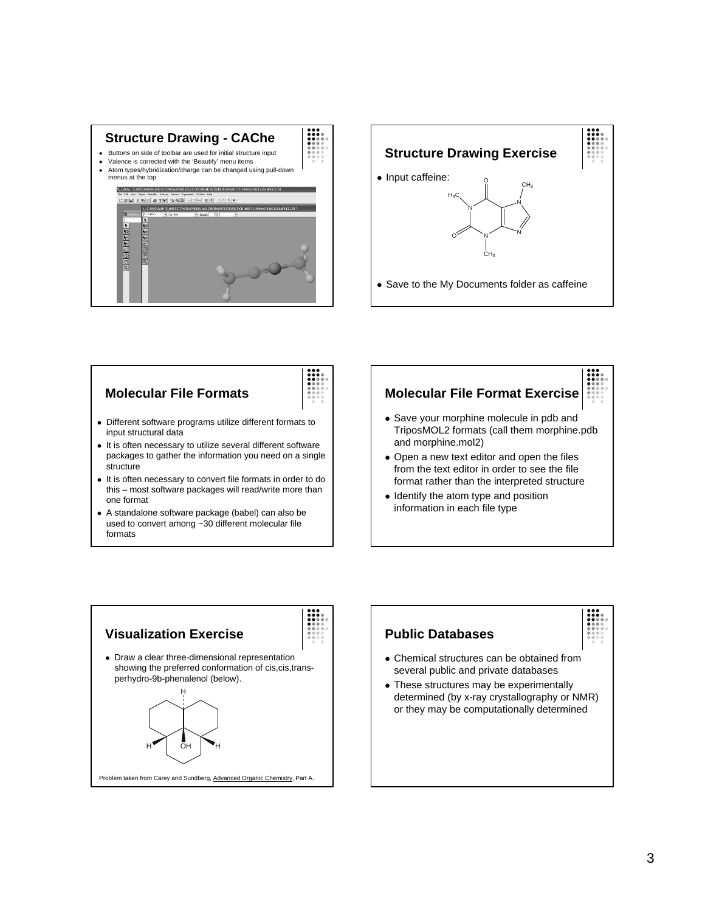## Structure Drawing - CAChe

- Buttons on side of toolbar are used for initial structure input
- Valence is corrected with the 'Beautify' menu items
- Atom types/hybridization/charge can be changed using pull-down menus at the top

## Structure Drawing Exercise

- Input caffeine:
- Save to the My Documents folder as caffeine

## Molecular File Formats

- Different software programs utilize different formats to input structural data
- It is often necessary to utilize several different software packages to gather the information you need on a single structure
- It is often necessary to convert file formats in order to do this – most software packages will read/write more than one format
- A standalone software package (babel) can also be used to convert among ~30 different molecular file formats

## Molecular File Format Exercise

- Save your morphine molecule in pdb and TriposMOL2 formats (call them morphine.pdb and morphine.mol2)
- Open a new text editor and open the files from the text editor in order to see the file format rather than the interpreted structure
- Identify the atom type and position information in each file type

## Visualization Exercise

- Draw a clear three-dimensional representation showing the preferred conformation of cis,cis,trans-perhydro-9b-phenalenol (below).

Problem taken from Carey and Sundberg, Advanced Organic Chemistry, Part A.

## Public Databases

- Chemical structures can be obtained from several public and private databases
- These structures may be experimentally determined (by x-ray crystallography or NMR) or they may be computationally determined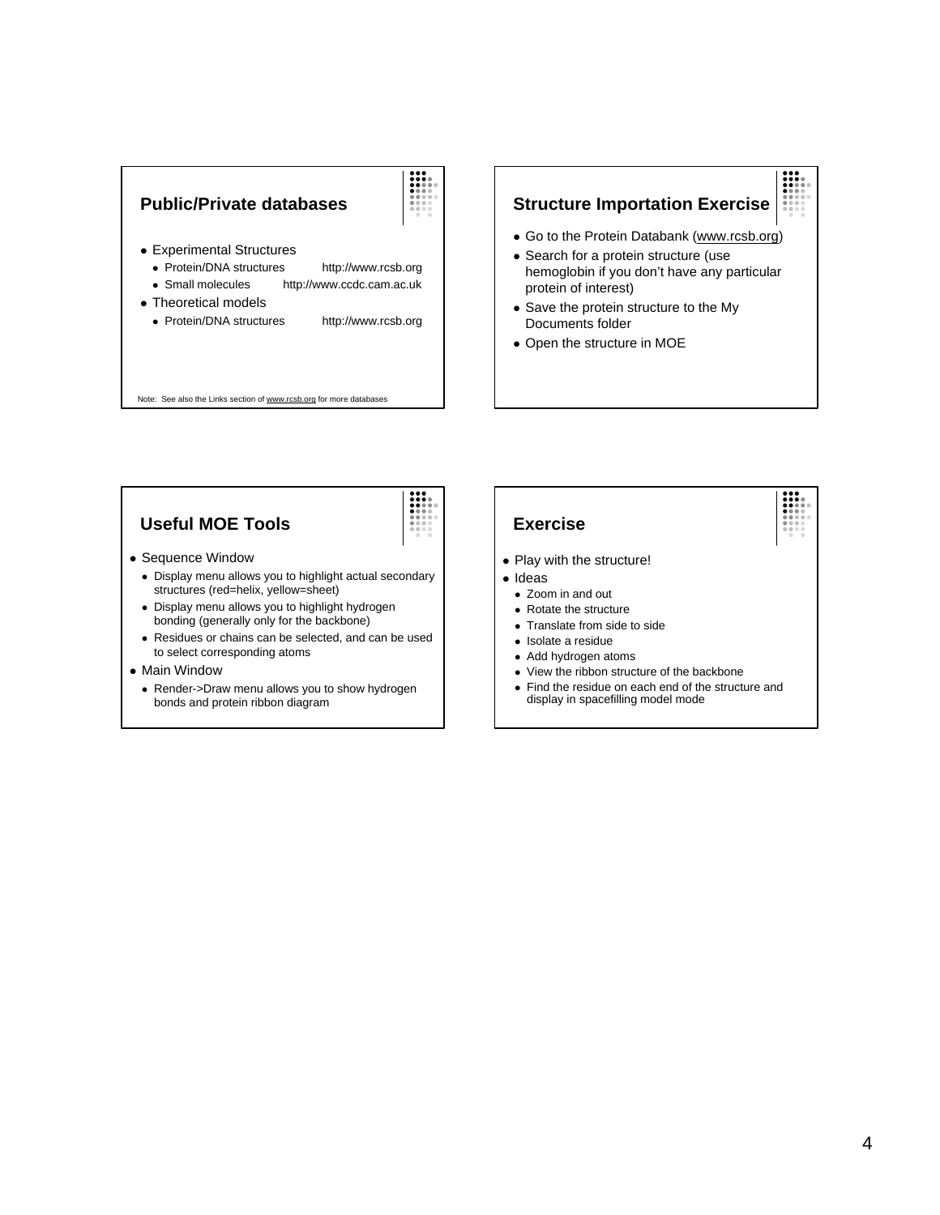## Public/Private databases

- Experimental Structures
  - Protein/DNA structures http://www.rcsb.org
  - Small molecules http://www.ccdc.cam.ac.uk
- Theoretical models
  - Protein/DNA structures http://www.rcsb.org

Note: See also the Links section of www.rcsb.org for more databases

## Structure Importation Exercise

- Go to the Protein Databank (www.rcsb.org)
- Search for a protein structure (use hemoglobin if you don't have any particular protein of interest)
- Save the protein structure to the My Documents folder
- Open the structure in MOE

## Useful MOE Tools

- Sequence Window
  - Display menu allows you to highlight actual secondary structures (red=helix, yellow=sheet)
  - Display menu allows you to highlight hydrogen bonding (generally only for the backbone)
  - Residues or chains can be selected, and can be used to select corresponding atoms
- Main Window
  - Render->Draw menu allows you to show hydrogen bonds and protein ribbon diagram

## Exercise

- Play with the structure!
- Ideas
  - Zoom in and out
  - Rotate the structure
  - Translate from side to side
  - Isolate a residue
  - Add hydrogen atoms
  - View the ribbon structure of the backbone
  - Find the residue on each end of the structure and display in spacefilling model mode